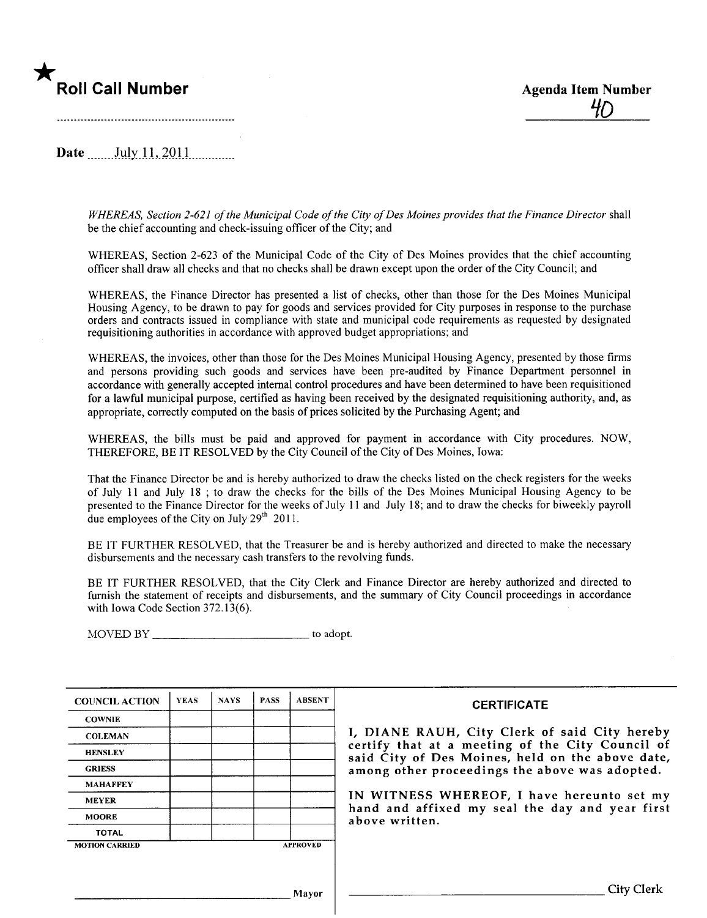★ **Roll Call Number**

**Agenda Item Number**

40

**Date** July 11, 2011

*WHEREAS, Section 2-621 of the Municipal Code of the City of Des Moines provides that the Finance Director* shall be the chief accounting and check-issuing officer of the City; and

WHEREAS, Section 2-623 of the Municipal Code of the City of Des Moines provides that the chief accounting officer shall draw all checks and that no checks shall be drawn except upon the order of the City Council; and

WHEREAS, the Finance Director has presented a list of checks, other than those for the Des Moines Municipal Housing Agency, to be drawn to pay for goods and services provided for City purposes in response to the purchase orders and contracts issued in compliance with state and municipal code requirements as requested by designated requisitioning authorities in accordance with approved budget appropriations; and

WHEREAS, the invoices, other than those for the Des Moines Municipal Housing Agency, presented by those firms and persons providing such goods and services have been pre-audited by Finance Department personnel in accordance with generally accepted internal control procedures and have been determined to have been requisitioned for a lawful municipal purpose, certified as having been received by the designated requisitioning authority, and, as appropriate, correctly computed on the basis of prices solicited by the Purchasing Agent; and

WHEREAS, the bills must be paid and approved for payment in accordance with City procedures. NOW, THEREFORE, BE IT RESOLVED by the City Council of the City of Des Moines, Iowa:

That the Finance Director be and is hereby authorized to draw the checks listed on the check registers for the weeks of July 11 and July 18 ; to draw the checks for the bills of the Des Moines Municipal Housing Agency to be presented to the Finance Director for the weeks of July 11 and July 18; and to draw the checks for biweekly payroll due employees of the City on July 29th 2011.

BE IT FURTHER RESOLVED, that the Treasurer be and is hereby authorized and directed to make the necessary disbursements and the necessary cash transfers to the revolving funds.

BE IT FURTHER RESOLVED, that the City Clerk and Finance Director are hereby authorized and directed to furnish the statement of receipts and disbursements, and the summary of City Council proceedings in accordance with Iowa Code Section 372.13(6).

MOVED BY ____________________ to adopt.

| COUNCIL ACTION | YEAS | NAYS | PASS | ABSENT |
|---|---|---|---|---|
| COWNIE | | | | |
| COLEMAN | | | | |
| HENSLEY | | | | |
| GRIESS | | | | |
| MAHAFFEY | | | | |
| MEYER | | | | |
| MOORE | | | | |
| TOTAL | | | | |

MOTION CARRIED APPROVED

____________________ Mayor

**CERTIFICATE**

I, DIANE RAUH, City Clerk of said City hereby certify that at a meeting of the City Council of said City of Des Moines, held on the above date, among other proceedings the above was adopted.

IN WITNESS WHEREOF, I have hereunto set my hand and affixed my seal the day and year first above written.

____________________ City Clerk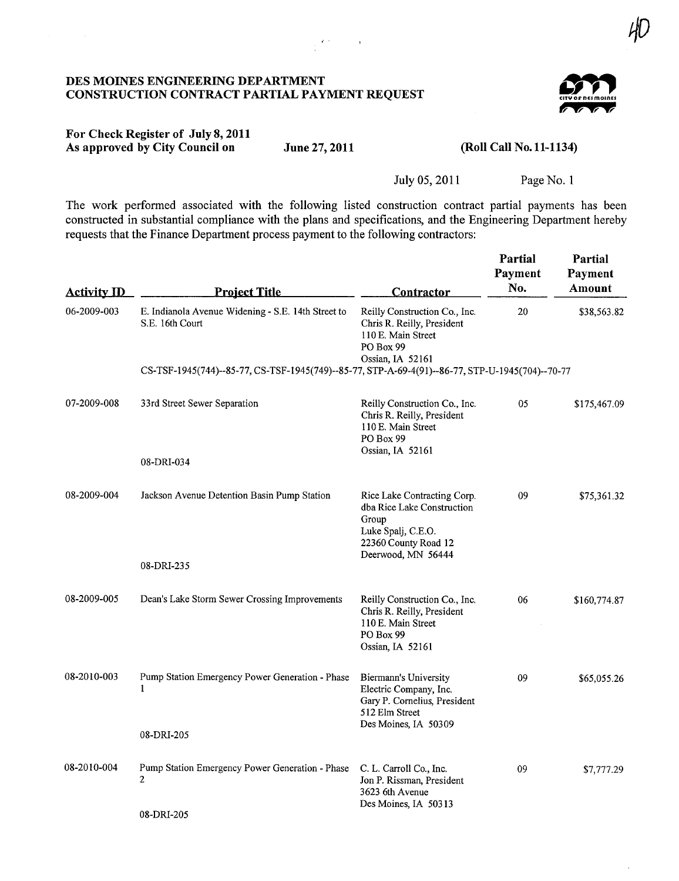40

## DES MOINES ENGINEERING DEPARTMENT
## CONSTRUCTION CONTRACT PARTIAL PAYMENT REQUEST

**For Check Register of July 8, 2011**
**As approved by City Council on June 27, 2011 (Roll Call No. 11-1134)**

July 05, 2011 Page No. 1

The work performed associated with the following listed construction contract partial payments has been constructed in substantial compliance with the plans and specifications, and the Engineering Department hereby requests that the Finance Department process payment to the following contractors:

| Activity ID | Project Title | Contractor | Partial Payment No. | Partial Payment Amount |
|---|---|---|---|---|
| 06-2009-003 | E. Indianola Avenue Widening - S.E. 14th Street to S.E. 16th Court<br>CS-TSF-1945(744)--85-77, CS-TSF-1945(749)--85-77, STP-A-69-4(91)--86-77, STP-U-1945(704)--70-77 | Reilly Construction Co., Inc.<br>Chris R. Reilly, President<br>110 E. Main Street<br>PO Box 99<br>Ossian, IA 52161 | 20 | $38,563.82 |
| 07-2009-008 | 33rd Street Sewer Separation<br>08-DRI-034 | Reilly Construction Co., Inc.<br>Chris R. Reilly, President<br>110 E. Main Street<br>PO Box 99<br>Ossian, IA 52161 | 05 | $175,467.09 |
| 08-2009-004 | Jackson Avenue Detention Basin Pump Station<br>08-DRI-235 | Rice Lake Contracting Corp.<br>dba Rice Lake Construction Group<br>Luke Spalj, C.E.O.<br>22360 County Road 12<br>Deerwood, MN 56444 | 09 | $75,361.32 |
| 08-2009-005 | Dean's Lake Storm Sewer Crossing Improvements | Reilly Construction Co., Inc.<br>Chris R. Reilly, President<br>110 E. Main Street<br>PO Box 99<br>Ossian, IA 52161 | 06 | $160,774.87 |
| 08-2010-003 | Pump Station Emergency Power Generation - Phase 1<br>08-DRI-205 | Biermann's University Electric Company, Inc.<br>Gary P. Cornelius, President<br>512 Elm Street<br>Des Moines, IA 50309 | 09 | $65,055.26 |
| 08-2010-004 | Pump Station Emergency Power Generation - Phase 2<br>08-DRI-205 | C. L. Carroll Co., Inc.<br>Jon P. Rissman, President<br>3623 6th Avenue<br>Des Moines, IA 50313 | 09 | $7,777.29 |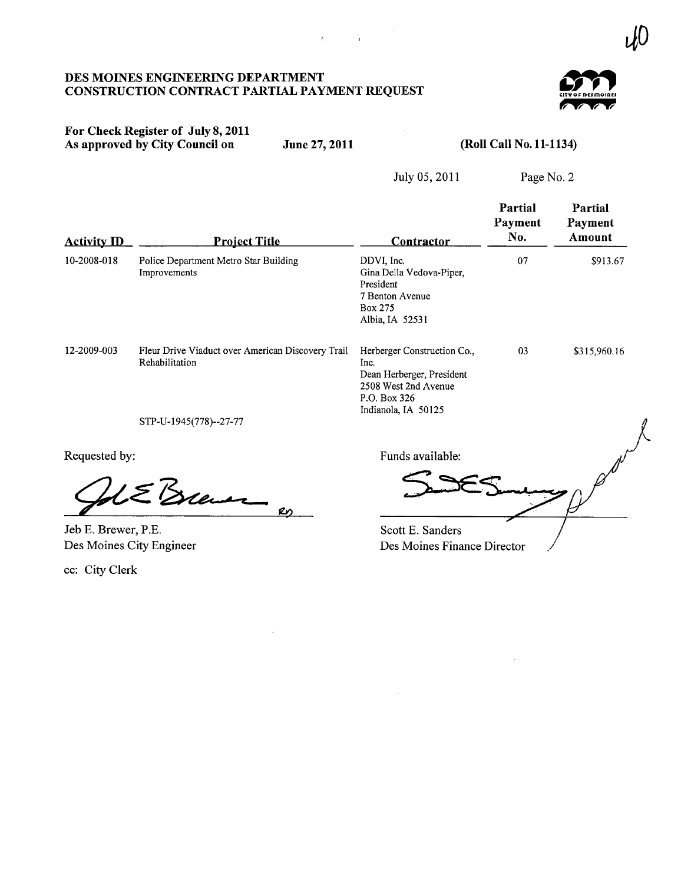## DES MOINES ENGINEERING DEPARTMENT
## CONSTRUCTION CONTRACT PARTIAL PAYMENT REQUEST

**For Check Register of July 8, 2011**
**As approved by City Council on June 27, 2011 (Roll Call No. 11-1134)**

July 05, 2011

| Activity ID | Project Title | Contractor | Partial Payment No. | Partial Payment Amount |
|---|---|---|---|---|
| 10-2008-018 | Police Department Metro Star Building Improvements | DDVI, Inc. Gina Della Vedova-Piper, President 7 Benton Avenue Box 275 Albia, IA 52531 | 07 | $913.67 |
| 12-2009-003 | Fleur Drive Viaduct over American Discovery Trail Rehabilitation STP-U-1945(778)--27-77 | Herberger Construction Co., Inc. Dean Herberger, President 2508 West 2nd Avenue P.O. Box 326 Indianola, IA 50125 | 03 | $315,960.16 |

Requested by:

Jeb E. Brewer, P.E.
Des Moines City Engineer

Funds available:

Scott E. Sanders
Des Moines Finance Director

cc: City Clerk